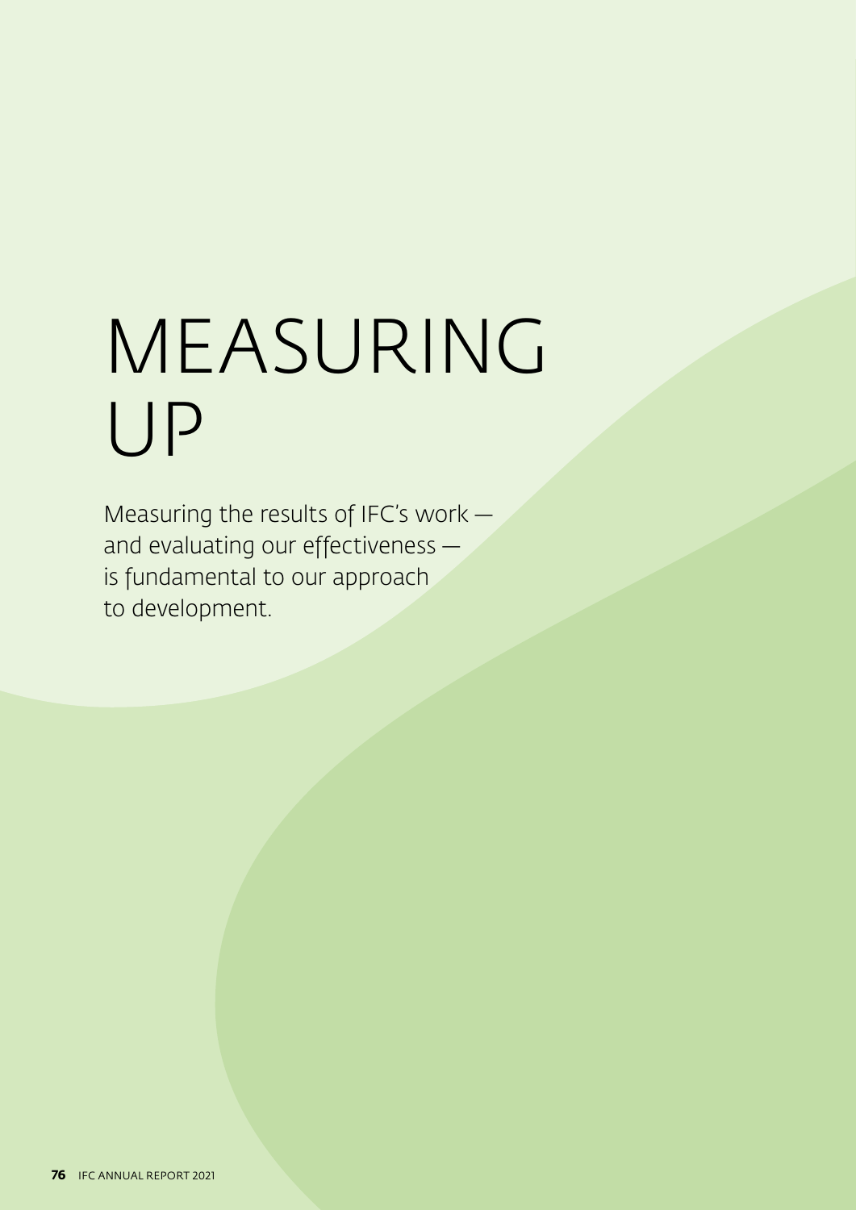# MEASURING UP

Measuring the results of IFC's work — and evaluating our effectiveness — is fundamental to our approach to development.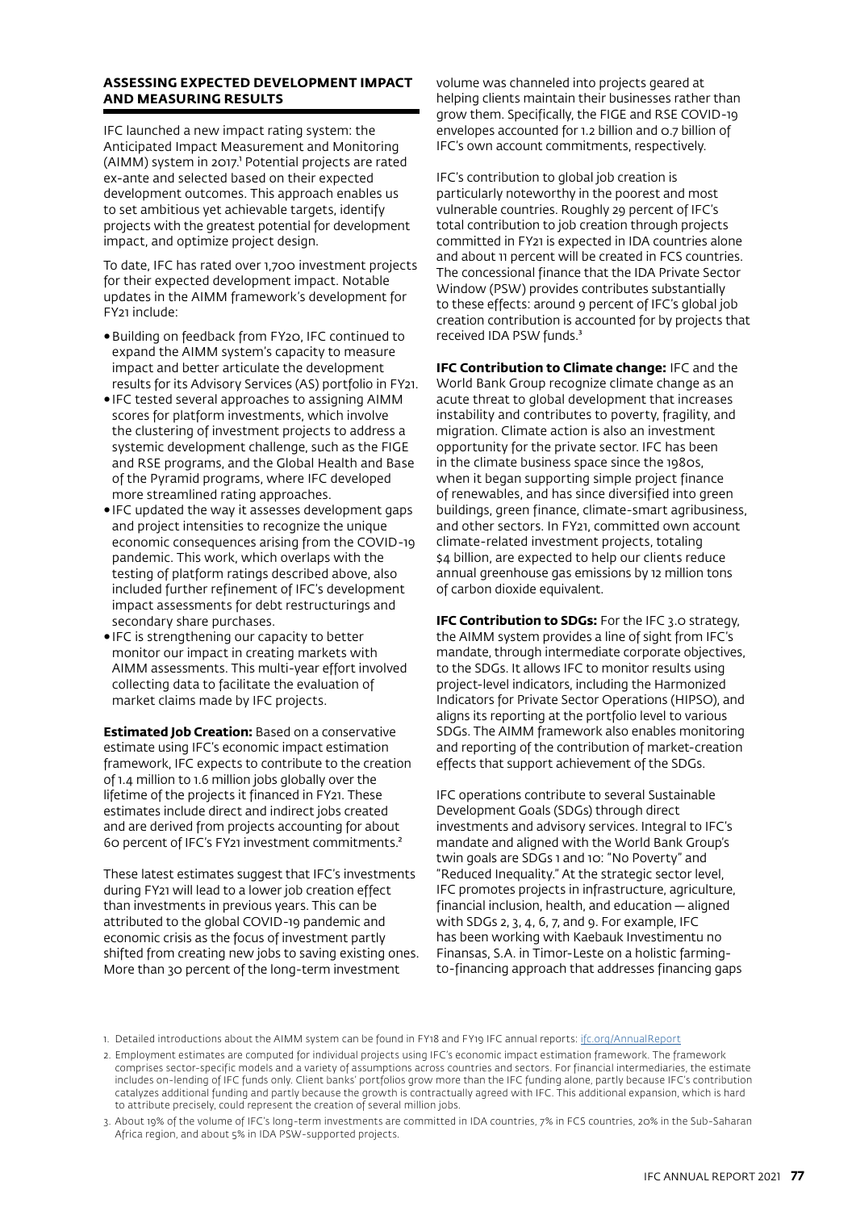## ASSESSING EXPECTED DEVELOPMENT IMPACT AND MEASURING RESULTS

IFC launched a new impact rating system: the Anticipated Impact Measurement and Monitoring (AIMM) system in 2017.[1] Potential projects are rated ex-ante and selected based on their expected development outcomes. This approach enables us to set ambitious yet achievable targets, identify projects with the greatest potential for development impact, and optimize project design.

To date, IFC has rated over 1,700 investment projects for their expected development impact. Notable updates in the AIMM framework's development for FY21 include:

- Building on feedback from FY20, IFC continued to expand the AIMM system's capacity to measure impact and better articulate the development results for its Advisory Services (AS) portfolio in FY21.
- IFC tested several approaches to assigning AIMM scores for platform investments, which involve the clustering of investment projects to address a systemic development challenge, such as the FIGE and RSE programs, and the Global Health and Base of the Pyramid programs, where IFC developed more streamlined rating approaches.
- IFC updated the way it assesses development gaps and project intensities to recognize the unique economic consequences arising from the COVID-19 pandemic. This work, which overlaps with the testing of platform ratings described above, also included further refinement of IFC's development impact assessments for debt restructurings and secondary share purchases.
- IFC is strengthening our capacity to better monitor our impact in creating markets with AIMM assessments. This multi-year effort involved collecting data to facilitate the evaluation of market claims made by IFC projects.

**Estimated Job Creation:** Based on a conservative estimate using IFC's economic impact estimation framework, IFC expects to contribute to the creation of 1.4 million to 1.6 million jobs globally over the lifetime of the projects it financed in FY21. These estimates include direct and indirect jobs created and are derived from projects accounting for about 60 percent of IFC's FY21 investment commitments.[2]

These latest estimates suggest that IFC's investments during FY21 will lead to a lower job creation effect than investments in previous years. This can be attributed to the global COVID-19 pandemic and economic crisis as the focus of investment partly shifted from creating new jobs to saving existing ones. More than 30 percent of the long-term investment volume was channeled into projects geared at helping clients maintain their businesses rather than grow them. Specifically, the FIGE and RSE COVID-19 envelopes accounted for 1.2 billion and 0.7 billion of IFC's own account commitments, respectively.

IFC's contribution to global job creation is particularly noteworthy in the poorest and most vulnerable countries. Roughly 29 percent of IFC's total contribution to job creation through projects committed in FY21 is expected in IDA countries alone and about 11 percent will be created in FCS countries. The concessional finance that the IDA Private Sector Window (PSW) provides contributes substantially to these effects: around 9 percent of IFC's global job creation contribution is accounted for by projects that received IDA PSW funds.[3]

**IFC Contribution to Climate change:** IFC and the World Bank Group recognize climate change as an acute threat to global development that increases instability and contributes to poverty, fragility, and migration. Climate action is also an investment opportunity for the private sector. IFC has been in the climate business space since the 1980s, when it began supporting simple project finance of renewables, and has since diversified into green buildings, green finance, climate-smart agribusiness, and other sectors. In FY21, committed own account climate-related investment projects, totaling $4 billion, are expected to help our clients reduce annual greenhouse gas emissions by 12 million tons of carbon dioxide equivalent.

**IFC Contribution to SDGs:** For the IFC 3.0 strategy, the AIMM system provides a line of sight from IFC's mandate, through intermediate corporate objectives, to the SDGs. It allows IFC to monitor results using project-level indicators, including the Harmonized Indicators for Private Sector Operations (HIPSO), and aligns its reporting at the portfolio level to various SDGs. The AIMM framework also enables monitoring and reporting of the contribution of market-creation effects that support achievement of the SDGs.

IFC operations contribute to several Sustainable Development Goals (SDGs) through direct investments and advisory services. Integral to IFC's mandate and aligned with the World Bank Group's twin goals are SDGs 1 and 10: "No Poverty" and "Reduced Inequality." At the strategic sector level, IFC promotes projects in infrastructure, agriculture, financial inclusion, health, and education — aligned with SDGs 2, 3, 4, 6, 7, and 9. For example, IFC has been working with Kaebauk Investimentu no Finansas, S.A. in Timor-Leste on a holistic farming-to-financing approach that addresses financing gaps

1. Detailed introductions about the AIMM system can be found in FY18 and FY19 IFC annual reports: ifc.org/AnnualReport
2. Employment estimates are computed for individual projects using IFC's economic impact estimation framework. The framework comprises sector-specific models and a variety of assumptions across countries and sectors. For financial intermediaries, the estimate includes on-lending of IFC funds only. Client banks' portfolios grow more than the IFC funding alone, partly because IFC's contribution catalyzes additional funding and partly because the growth is contractually agreed with IFC. This additional expansion, which is hard to attribute precisely, could represent the creation of several million jobs.
3. About 19% of the volume of IFC's long-term investments are committed in IDA countries, 7% in FCS countries, 20% in the Sub-Saharan Africa region, and about 5% in IDA PSW-supported projects.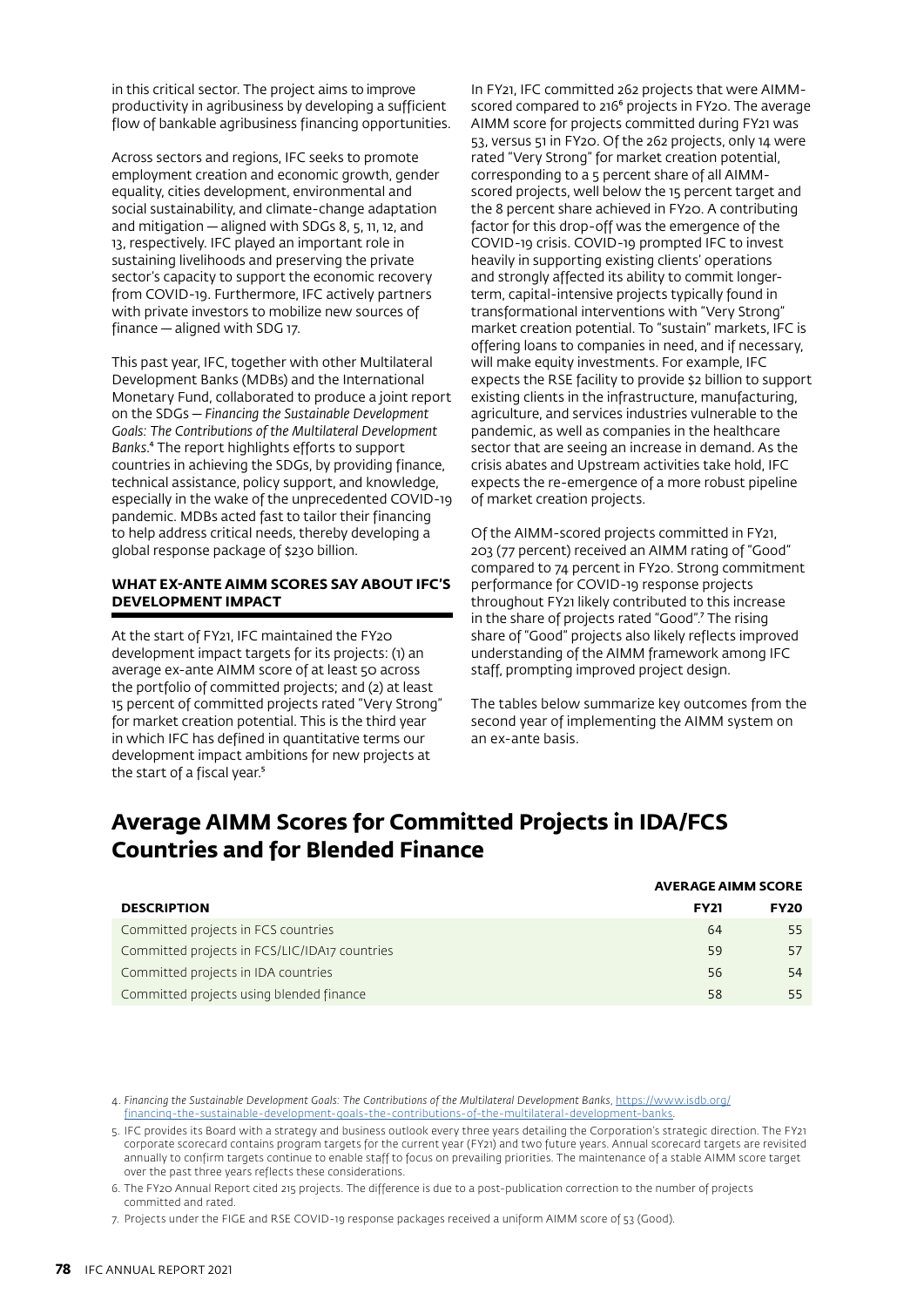in this critical sector. The project aims to improve productivity in agribusiness by developing a sufficient flow of bankable agribusiness financing opportunities.

Across sectors and regions, IFC seeks to promote employment creation and economic growth, gender equality, cities development, environmental and social sustainability, and climate-change adaptation and mitigation — aligned with SDGs 8, 5, 11, 12, and 13, respectively. IFC played an important role in sustaining livelihoods and preserving the private sector's capacity to support the economic recovery from COVID-19. Furthermore, IFC actively partners with private investors to mobilize new sources of finance — aligned with SDG 17.

This past year, IFC, together with other Multilateral Development Banks (MDBs) and the International Monetary Fund, collaborated to produce a joint report on the SDGs — *Financing the Sustainable Development Goals: The Contributions of the Multilateral Development Banks*.[4] The report highlights efforts to support countries in achieving the SDGs, by providing finance, technical assistance, policy support, and knowledge, especially in the wake of the unprecedented COVID-19 pandemic. MDBs acted fast to tailor their financing to help address critical needs, thereby developing a global response package of $230 billion.

### WHAT EX-ANTE AIMM SCORES SAY ABOUT IFC'S DEVELOPMENT IMPACT

At the start of FY21, IFC maintained the FY20 development impact targets for its projects: (1) an average ex-ante AIMM score of at least 50 across the portfolio of committed projects; and (2) at least 15 percent of committed projects rated "Very Strong" for market creation potential. This is the third year in which IFC has defined in quantitative terms our development impact ambitions for new projects at the start of a fiscal year.[5]

In FY21, IFC committed 262 projects that were AIMM-scored compared to 216[6] projects in FY20. The average AIMM score for projects committed during FY21 was 53, versus 51 in FY20. Of the 262 projects, only 14 were rated "Very Strong" for market creation potential, corresponding to a 5 percent share of all AIMM-scored projects, well below the 15 percent target and the 8 percent share achieved in FY20. A contributing factor for this drop-off was the emergence of the COVID-19 crisis. COVID-19 prompted IFC to invest heavily in supporting existing clients' operations and strongly affected its ability to commit longer-term, capital-intensive projects typically found in transformational interventions with "Very Strong" market creation potential. To "sustain" markets, IFC is offering loans to companies in need, and if necessary, will make equity investments. For example, IFC expects the RSE facility to provide $2 billion to support existing clients in the infrastructure, manufacturing, agriculture, and services industries vulnerable to the pandemic, as well as companies in the healthcare sector that are seeing an increase in demand. As the crisis abates and Upstream activities take hold, IFC expects the re-emergence of a more robust pipeline of market creation projects.

Of the AIMM-scored projects committed in FY21, 203 (77 percent) received an AIMM rating of "Good" compared to 74 percent in FY20. Strong commitment performance for COVID-19 response projects throughout FY21 likely contributed to this increase in the share of projects rated "Good".[7] The rising share of "Good" projects also likely reflects improved understanding of the AIMM framework among IFC staff, prompting improved project design.

The tables below summarize key outcomes from the second year of implementing the AIMM system on an ex-ante basis.

## Average AIMM Scores for Committed Projects in IDA/FCS Countries and for Blended Finance

| DESCRIPTION | AVERAGE AIMM SCORE FY21 | AVERAGE AIMM SCORE FY20 |
|---|---|---|
| Committed projects in FCS countries | 64 | 55 |
| Committed projects in FCS/LIC/IDA17 countries | 59 | 57 |
| Committed projects in IDA countries | 56 | 54 |
| Committed projects using blended finance | 58 | 55 |

4. *Financing the Sustainable Development Goals: The Contributions of the Multilateral Development Banks*, https://www.isdb.org/financing-the-sustainable-development-goals-the-contributions-of-the-multilateral-development-banks.

5. IFC provides its Board with a strategy and business outlook every three years detailing the Corporation's strategic direction. The FY21 corporate scorecard contains program targets for the current year (FY21) and two future years. Annual scorecard targets are revisited annually to confirm targets continue to enable staff to focus on prevailing priorities. The maintenance of a stable AIMM score target over the past three years reflects these considerations.

6. The FY20 Annual Report cited 215 projects. The difference is due to a post-publication correction to the number of projects committed and rated.

7. Projects under the FIGE and RSE COVID-19 response packages received a uniform AIMM score of 53 (Good).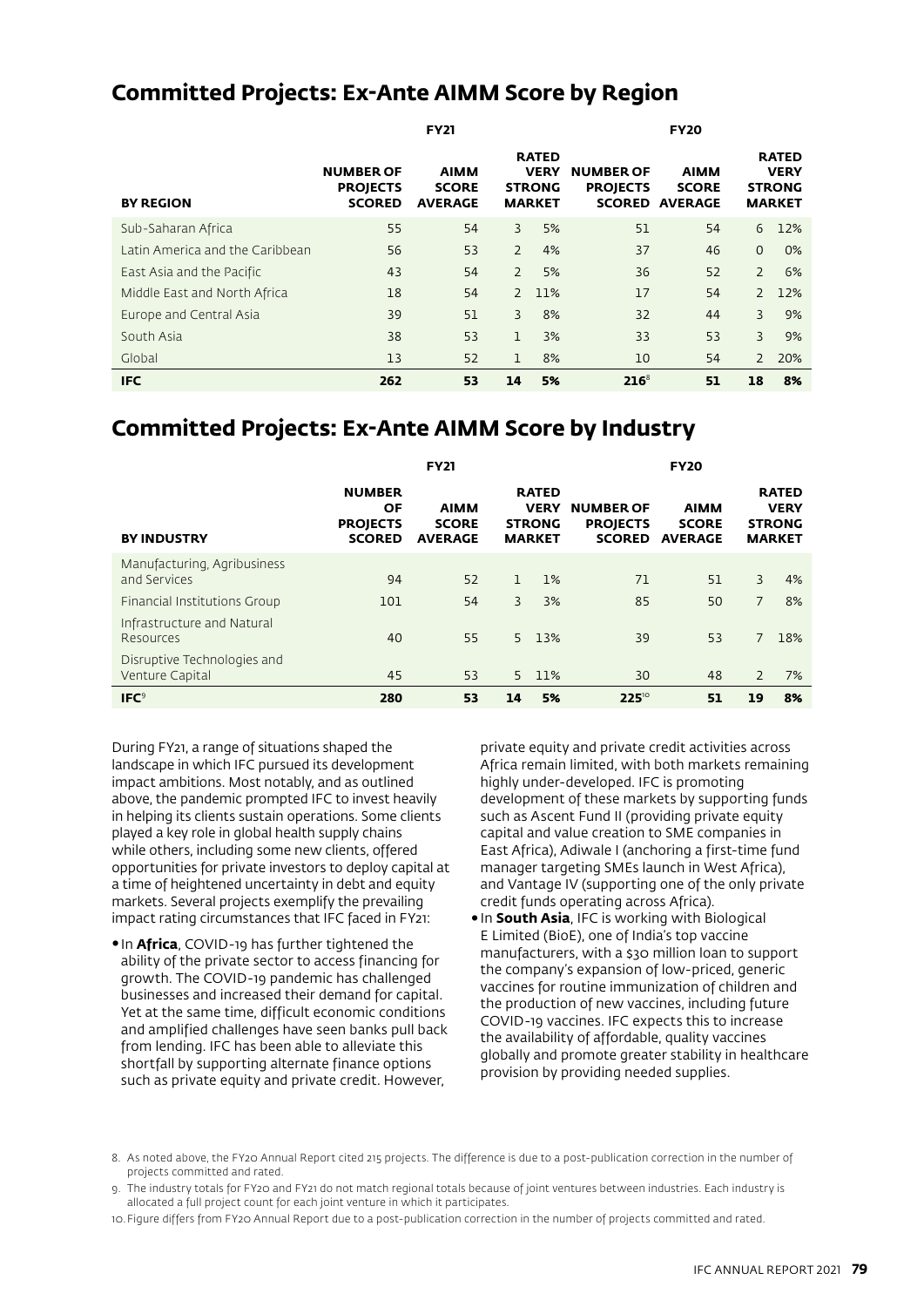## Committed Projects: Ex-Ante AIMM Score by Region

| | FY21 | | | | FY20 | | | |
|---|---|---|---|---|---|---|---|---|
| **BY REGION** | **NUMBER OF PROJECTS SCORED** | **AIMM SCORE AVERAGE** | **RATED VERY STRONG MARKET** | | **NUMBER OF PROJECTS SCORED** | **AIMM SCORE AVERAGE** | **RATED VERY STRONG MARKET** | |
| Sub-Saharan Africa | 55 | 54 | 3 | 5% | 51 | 54 | 6 | 12% |
| Latin America and the Caribbean | 56 | 53 | 2 | 4% | 37 | 46 | 0 | 0% |
| East Asia and the Pacific | 43 | 54 | 2 | 5% | 36 | 52 | 2 | 6% |
| Middle East and North Africa | 18 | 54 | 2 | 11% | 17 | 54 | 2 | 12% |
| Europe and Central Asia | 39 | 51 | 3 | 8% | 32 | 44 | 3 | 9% |
| South Asia | 38 | 53 | 1 | 3% | 33 | 53 | 3 | 9% |
| Global | 13 | 52 | 1 | 8% | 10 | 54 | 2 | 20% |
| **IFC** | **262** | **53** | **14** | **5%** | **216**[8] | **51** | **18** | **8%** |

## Committed Projects: Ex-Ante AIMM Score by Industry

| | FY21 | | | | FY20 | | | |
|---|---|---|---|---|---|---|---|---|
| **BY INDUSTRY** | **NUMBER OF PROJECTS SCORED** | **AIMM SCORE AVERAGE** | **RATED VERY STRONG MARKET** | | **NUMBER OF PROJECTS SCORED** | **AIMM SCORE AVERAGE** | **RATED VERY STRONG MARKET** | |
| Manufacturing, Agribusiness and Services | 94 | 52 | 1 | 1% | 71 | 51 | 3 | 4% |
| Financial Institutions Group | 101 | 54 | 3 | 3% | 85 | 50 | 7 | 8% |
| Infrastructure and Natural Resources | 40 | 55 | 5 | 13% | 39 | 53 | 7 | 18% |
| Disruptive Technologies and Venture Capital | 45 | 53 | 5 | 11% | 30 | 48 | 2 | 7% |
| **IFC**[9] | **280** | **53** | **14** | **5%** | **225**[10] | **51** | **19** | **8%** |

During FY21, a range of situations shaped the landscape in which IFC pursued its development impact ambitions. Most notably, and as outlined above, the pandemic prompted IFC to invest heavily in helping its clients sustain operations. Some clients played a key role in global health supply chains while others, including some new clients, offered opportunities for private investors to deploy capital at a time of heightened uncertainty in debt and equity markets. Several projects exemplify the prevailing impact rating circumstances that IFC faced in FY21:

- In **Africa**, COVID-19 has further tightened the ability of the private sector to access financing for growth. The COVID-19 pandemic has challenged businesses and increased their demand for capital. Yet at the same time, difficult economic conditions and amplified challenges have seen banks pull back from lending. IFC has been able to alleviate this shortfall by supporting alternate finance options such as private equity and private credit. However, private equity and private credit activities across Africa remain limited, with both markets remaining highly under-developed. IFC is promoting development of these markets by supporting funds such as Ascent Fund II (providing private equity capital and value creation to SME companies in East Africa), Adiwale I (anchoring a first-time fund manager targeting SMEs launch in West Africa), and Vantage IV (supporting one of the only private credit funds operating across Africa).
- In **South Asia**, IFC is working with Biological E Limited (BioE), one of India's top vaccine manufacturers, with a $30 million loan to support the company's expansion of low-priced, generic vaccines for routine immunization of children and the production of new vaccines, including future COVID-19 vaccines. IFC expects this to increase the availability of affordable, quality vaccines globally and promote greater stability in healthcare provision by providing needed supplies.

8. As noted above, the FY20 Annual Report cited 215 projects. The difference is due to a post-publication correction in the number of projects committed and rated.

9. The industry totals for FY20 and FY21 do not match regional totals because of joint ventures between industries. Each industry is allocated a full project count for each joint venture in which it participates.

10. Figure differs from FY20 Annual Report due to a post-publication correction in the number of projects committed and rated.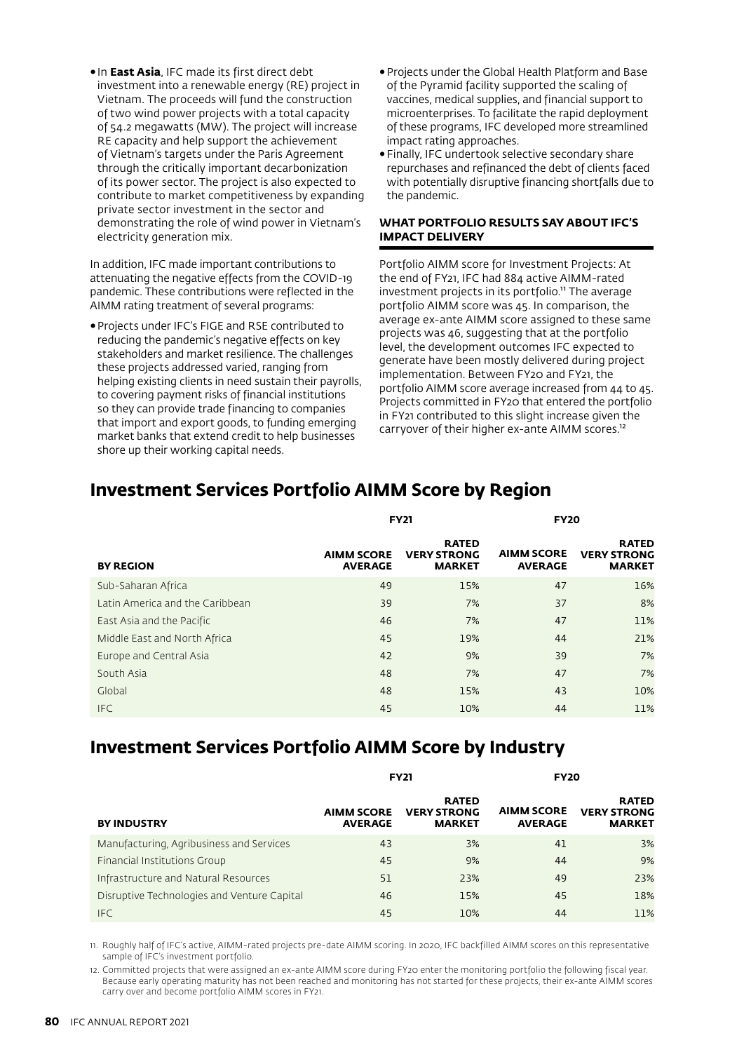- In **East Asia**, IFC made its first direct debt investment into a renewable energy (RE) project in Vietnam. The proceeds will fund the construction of two wind power projects with a total capacity of 54.2 megawatts (MW). The project will increase RE capacity and help support the achievement of Vietnam's targets under the Paris Agreement through the critically important decarbonization of its power sector. The project is also expected to contribute to market competitiveness by expanding private sector investment in the sector and demonstrating the role of wind power in Vietnam's electricity generation mix.

In addition, IFC made important contributions to attenuating the negative effects from the COVID-19 pandemic. These contributions were reflected in the AIMM rating treatment of several programs:

- Projects under IFC's FIGE and RSE contributed to reducing the pandemic's negative effects on key stakeholders and market resilience. The challenges these projects addressed varied, ranging from helping existing clients in need sustain their payrolls, to covering payment risks of financial institutions so they can provide trade financing to companies that import and export goods, to funding emerging market banks that extend credit to help businesses shore up their working capital needs.
- Projects under the Global Health Platform and Base of the Pyramid facility supported the scaling of vaccines, medical supplies, and financial support to microenterprises. To facilitate the rapid deployment of these programs, IFC developed more streamlined impact rating approaches.
- Finally, IFC undertook selective secondary share repurchases and refinanced the debt of clients faced with potentially disruptive financing shortfalls due to the pandemic.

#### WHAT PORTFOLIO RESULTS SAY ABOUT IFC'S IMPACT DELIVERY

Portfolio AIMM score for Investment Projects: At the end of FY21, IFC had 884 active AIMM-rated investment projects in its portfolio.[11] The average portfolio AIMM score was 45. In comparison, the average ex-ante AIMM score assigned to these same projects was 46, suggesting that at the portfolio level, the development outcomes IFC expected to generate have been mostly delivered during project implementation. Between FY20 and FY21, the portfolio AIMM score average increased from 44 to 45. Projects committed in FY20 that entered the portfolio in FY21 contributed to this slight increase given the carryover of their higher ex-ante AIMM scores.[12]

## Investment Services Portfolio AIMM Score by Region

| | FY21 | | FY20 | |
|---|---|---|---|---|
| **BY REGION** | **AIMM SCORE AVERAGE** | **RATED VERY STRONG MARKET** | **AIMM SCORE AVERAGE** | **RATED VERY STRONG MARKET** |
| Sub-Saharan Africa | 49 | 15% | 47 | 16% |
| Latin America and the Caribbean | 39 | 7% | 37 | 8% |
| East Asia and the Pacific | 46 | 7% | 47 | 11% |
| Middle East and North Africa | 45 | 19% | 44 | 21% |
| Europe and Central Asia | 42 | 9% | 39 | 7% |
| South Asia | 48 | 7% | 47 | 7% |
| Global | 48 | 15% | 43 | 10% |
| IFC | 45 | 10% | 44 | 11% |

## Investment Services Portfolio AIMM Score by Industry

| | FY21 | | FY20 | |
|---|---|---|---|---|
| **BY INDUSTRY** | **AIMM SCORE AVERAGE** | **RATED VERY STRONG MARKET** | **AIMM SCORE AVERAGE** | **RATED VERY STRONG MARKET** |
| Manufacturing, Agribusiness and Services | 43 | 3% | 41 | 3% |
| Financial Institutions Group | 45 | 9% | 44 | 9% |
| Infrastructure and Natural Resources | 51 | 23% | 49 | 23% |
| Disruptive Technologies and Venture Capital | 46 | 15% | 45 | 18% |
| IFC | 45 | 10% | 44 | 11% |

11. Roughly half of IFC's active, AIMM-rated projects pre-date AIMM scoring. In 2020, IFC backfilled AIMM scores on this representative sample of IFC's investment portfolio.

12. Committed projects that were assigned an ex-ante AIMM score during FY20 enter the monitoring portfolio the following fiscal year. Because early operating maturity has not been reached and monitoring has not started for these projects, their ex-ante AIMM scores carry over and become portfolio AIMM scores in FY21.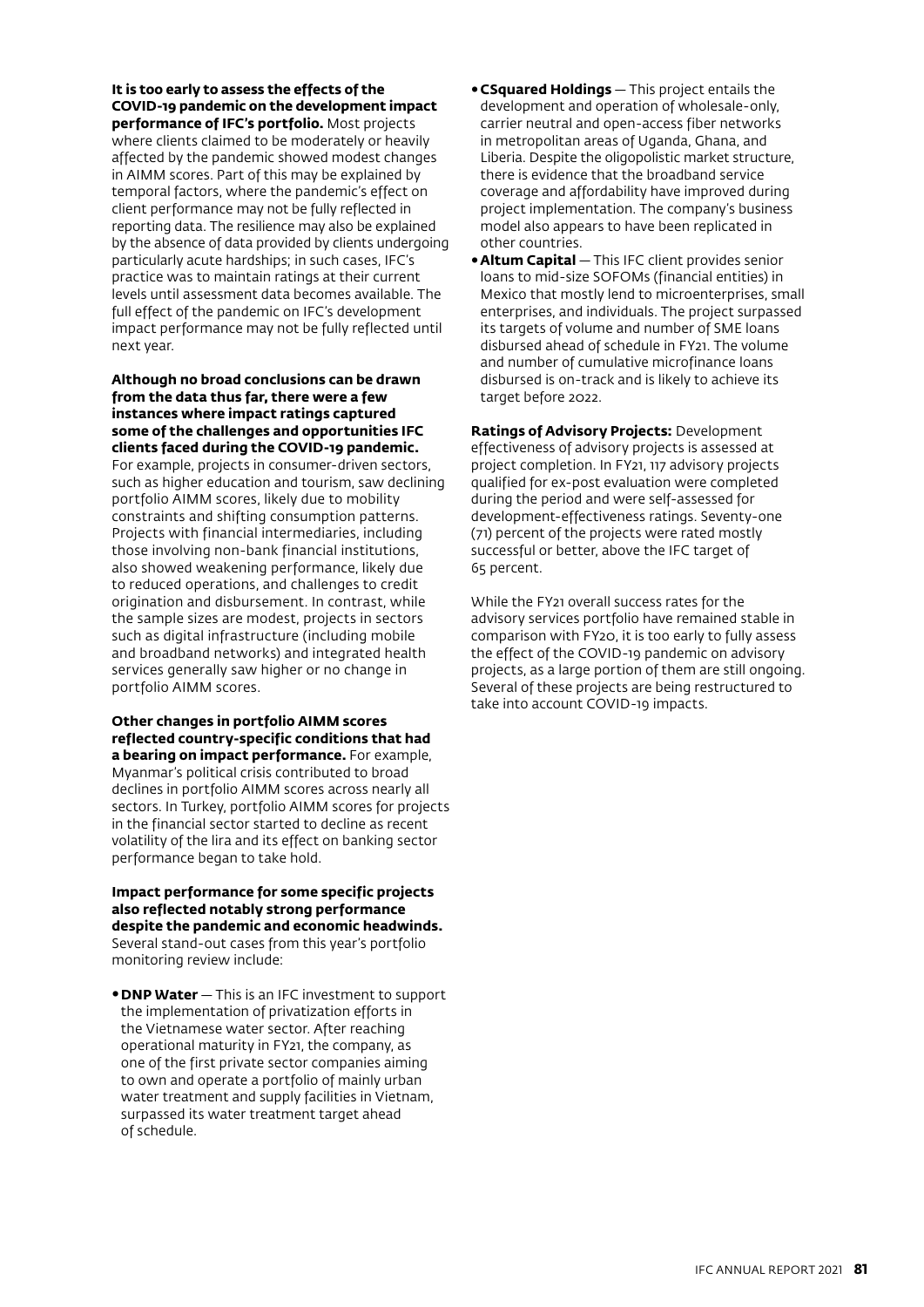**It is too early to assess the effects of the COVID-19 pandemic on the development impact performance of IFC's portfolio.** Most projects where clients claimed to be moderately or heavily affected by the pandemic showed modest changes in AIMM scores. Part of this may be explained by temporal factors, where the pandemic's effect on client performance may not be fully reflected in reporting data. The resilience may also be explained by the absence of data provided by clients undergoing particularly acute hardships; in such cases, IFC's practice was to maintain ratings at their current levels until assessment data becomes available. The full effect of the pandemic on IFC's development impact performance may not be fully reflected until next year.

**Although no broad conclusions can be drawn from the data thus far, there were a few instances where impact ratings captured some of the challenges and opportunities IFC clients faced during the COVID-19 pandemic.** For example, projects in consumer-driven sectors, such as higher education and tourism, saw declining portfolio AIMM scores, likely due to mobility constraints and shifting consumption patterns. Projects with financial intermediaries, including those involving non-bank financial institutions, also showed weakening performance, likely due to reduced operations, and challenges to credit origination and disbursement. In contrast, while the sample sizes are modest, projects in sectors such as digital infrastructure (including mobile and broadband networks) and integrated health services generally saw higher or no change in portfolio AIMM scores.

**Other changes in portfolio AIMM scores reflected country-specific conditions that had a bearing on impact performance.** For example, Myanmar's political crisis contributed to broad declines in portfolio AIMM scores across nearly all sectors. In Turkey, portfolio AIMM scores for projects in the financial sector started to decline as recent volatility of the lira and its effect on banking sector performance began to take hold.

**Impact performance for some specific projects also reflected notably strong performance despite the pandemic and economic headwinds.** Several stand-out cases from this year's portfolio monitoring review include:

- **DNP Water** — This is an IFC investment to support the implementation of privatization efforts in the Vietnamese water sector. After reaching operational maturity in FY21, the company, as one of the first private sector companies aiming to own and operate a portfolio of mainly urban water treatment and supply facilities in Vietnam, surpassed its water treatment target ahead of schedule.
- **CSquared Holdings** — This project entails the development and operation of wholesale-only, carrier neutral and open-access fiber networks in metropolitan areas of Uganda, Ghana, and Liberia. Despite the oligopolistic market structure, there is evidence that the broadband service coverage and affordability have improved during project implementation. The company's business model also appears to have been replicated in other countries.
- **Altum Capital** — This IFC client provides senior loans to mid-size SOFOMs (financial entities) in Mexico that mostly lend to microenterprises, small enterprises, and individuals. The project surpassed its targets of volume and number of SME loans disbursed ahead of schedule in FY21. The volume and number of cumulative microfinance loans disbursed is on-track and is likely to achieve its target before 2022.

**Ratings of Advisory Projects:** Development effectiveness of advisory projects is assessed at project completion. In FY21, 117 advisory projects qualified for ex-post evaluation were completed during the period and were self-assessed for development-effectiveness ratings. Seventy-one (71) percent of the projects were rated mostly successful or better, above the IFC target of 65 percent.

While the FY21 overall success rates for the advisory services portfolio have remained stable in comparison with FY20, it is too early to fully assess the effect of the COVID-19 pandemic on advisory projects, as a large portion of them are still ongoing. Several of these projects are being restructured to take into account COVID-19 impacts.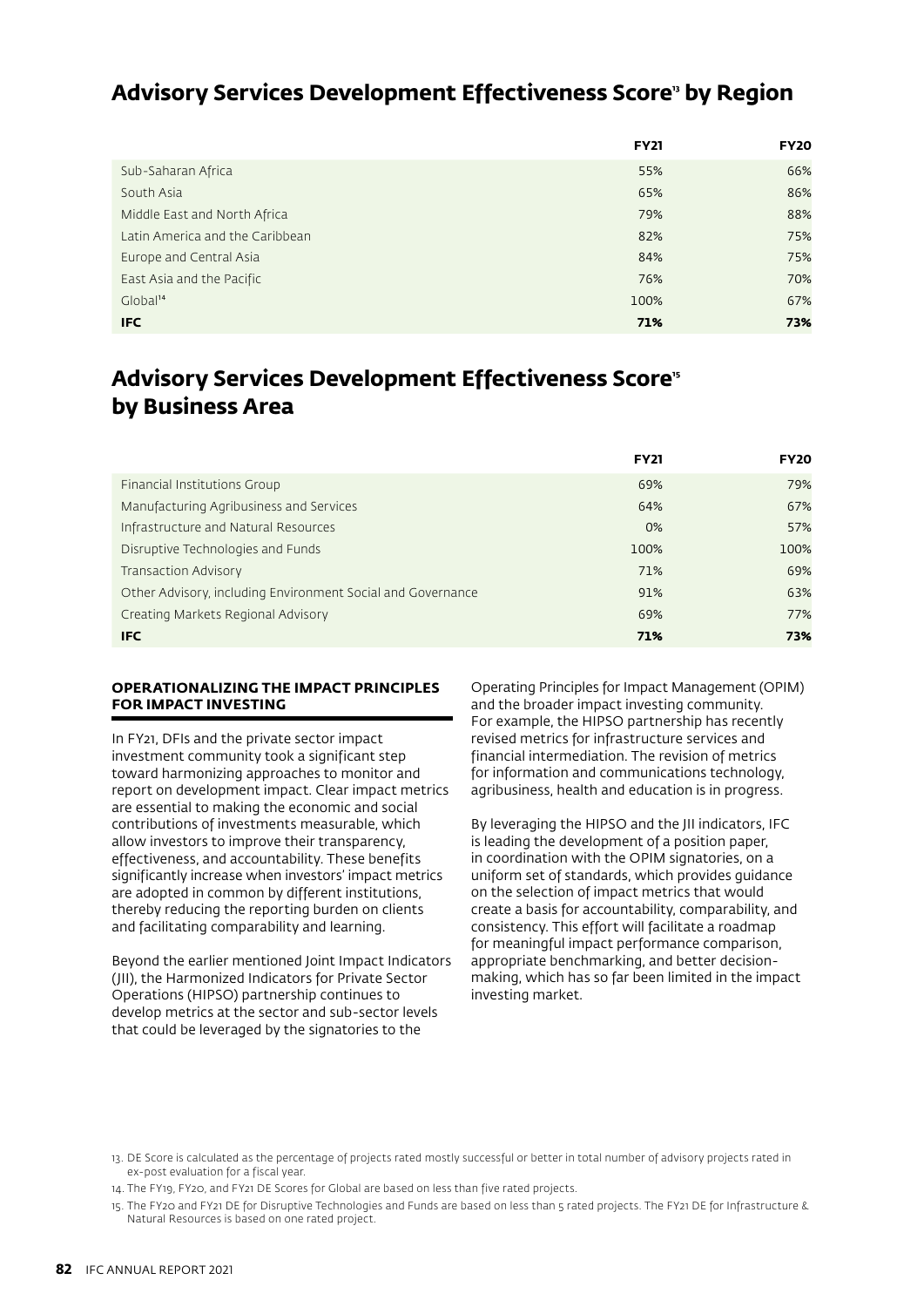## Advisory Services Development Effectiveness Score[13] by Region

| | FY21 | FY20 |
|---|---|---|
| Sub-Saharan Africa | 55% | 66% |
| South Asia | 65% | 86% |
| Middle East and North Africa | 79% | 88% |
| Latin America and the Caribbean | 82% | 75% |
| Europe and Central Asia | 84% | 75% |
| East Asia and the Pacific | 76% | 70% |
| Global[14] | 100% | 67% |
| **IFC** | **71%** | **73%** |

## Advisory Services Development Effectiveness Score[15] by Business Area

| | FY21 | FY20 |
|---|---|---|
| Financial Institutions Group | 69% | 79% |
| Manufacturing Agribusiness and Services | 64% | 67% |
| Infrastructure and Natural Resources | 0% | 57% |
| Disruptive Technologies and Funds | 100% | 100% |
| Transaction Advisory | 71% | 69% |
| Other Advisory, including Environment Social and Governance | 91% | 63% |
| Creating Markets Regional Advisory | 69% | 77% |
| **IFC** | **71%** | **73%** |

### OPERATIONALIZING THE IMPACT PRINCIPLES FOR IMPACT INVESTING

In FY21, DFIs and the private sector impact investment community took a significant step toward harmonizing approaches to monitor and report on development impact. Clear impact metrics are essential to making the economic and social contributions of investments measurable, which allow investors to improve their transparency, effectiveness, and accountability. These benefits significantly increase when investors' impact metrics are adopted in common by different institutions, thereby reducing the reporting burden on clients and facilitating comparability and learning.

Beyond the earlier mentioned Joint Impact Indicators (JII), the Harmonized Indicators for Private Sector Operations (HIPSO) partnership continues to develop metrics at the sector and sub-sector levels that could be leveraged by the signatories to the Operating Principles for Impact Management (OPIM) and the broader impact investing community. For example, the HIPSO partnership has recently revised metrics for infrastructure services and financial intermediation. The revision of metrics for information and communications technology, agribusiness, health and education is in progress.

By leveraging the HIPSO and the JII indicators, IFC is leading the development of a position paper, in coordination with the OPIM signatories, on a uniform set of standards, which provides guidance on the selection of impact metrics that would create a basis for accountability, comparability, and consistency. This effort will facilitate a roadmap for meaningful impact performance comparison, appropriate benchmarking, and better decision-making, which has so far been limited in the impact investing market.

13. DE Score is calculated as the percentage of projects rated mostly successful or better in total number of advisory projects rated in ex-post evaluation for a fiscal year.

14. The FY19, FY20, and FY21 DE Scores for Global are based on less than five rated projects.

15. The FY20 and FY21 DE for Disruptive Technologies and Funds are based on less than 5 rated projects. The FY21 DE for Infrastructure & Natural Resources is based on one rated project.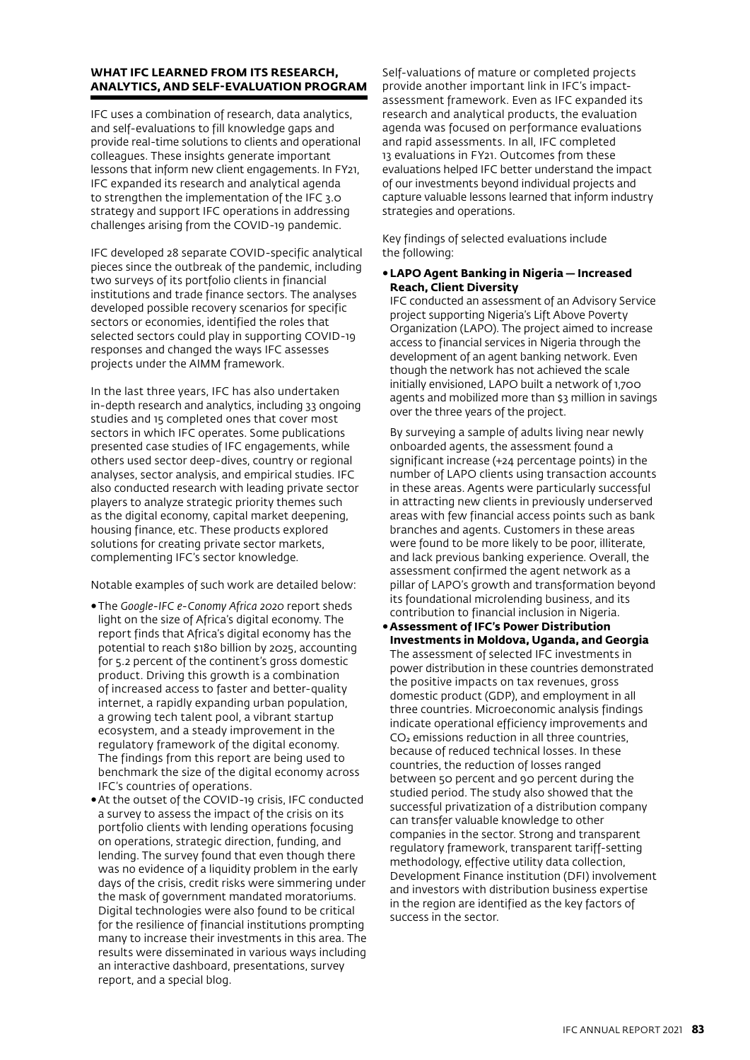## WHAT IFC LEARNED FROM ITS RESEARCH, ANALYTICS, AND SELF-EVALUATION PROGRAM

IFC uses a combination of research, data analytics, and self-evaluations to fill knowledge gaps and provide real-time solutions to clients and operational colleagues. These insights generate important lessons that inform new client engagements. In FY21, IFC expanded its research and analytical agenda to strengthen the implementation of the IFC 3.0 strategy and support IFC operations in addressing challenges arising from the COVID-19 pandemic.

IFC developed 28 separate COVID-specific analytical pieces since the outbreak of the pandemic, including two surveys of its portfolio clients in financial institutions and trade finance sectors. The analyses developed possible recovery scenarios for specific sectors or economies, identified the roles that selected sectors could play in supporting COVID-19 responses and changed the ways IFC assesses projects under the AIMM framework.

In the last three years, IFC has also undertaken in-depth research and analytics, including 33 ongoing studies and 15 completed ones that cover most sectors in which IFC operates. Some publications presented case studies of IFC engagements, while others used sector deep-dives, country or regional analyses, sector analysis, and empirical studies. IFC also conducted research with leading private sector players to analyze strategic priority themes such as the digital economy, capital market deepening, housing finance, etc. These products explored solutions for creating private sector markets, complementing IFC's sector knowledge.

Notable examples of such work are detailed below:

- The *Google-IFC e-Conomy Africa 2020* report sheds light on the size of Africa's digital economy. The report finds that Africa's digital economy has the potential to reach $180 billion by 2025, accounting for 5.2 percent of the continent's gross domestic product. Driving this growth is a combination of increased access to faster and better-quality internet, a rapidly expanding urban population, a growing tech talent pool, a vibrant startup ecosystem, and a steady improvement in the regulatory framework of the digital economy. The findings from this report are being used to benchmark the size of the digital economy across IFC's countries of operations.
- At the outset of the COVID-19 crisis, IFC conducted a survey to assess the impact of the crisis on its portfolio clients with lending operations focusing on operations, strategic direction, funding, and lending. The survey found that even though there was no evidence of a liquidity problem in the early days of the crisis, credit risks were simmering under the mask of government mandated moratoriums. Digital technologies were also found to be critical for the resilience of financial institutions prompting many to increase their investments in this area. The results were disseminated in various ways including an interactive dashboard, presentations, survey report, and a special blog.

Self-valuations of mature or completed projects provide another important link in IFC's impact-assessment framework. Even as IFC expanded its research and analytical products, the evaluation agenda was focused on performance evaluations and rapid assessments. In all, IFC completed 13 evaluations in FY21. Outcomes from these evaluations helped IFC better understand the impact of our investments beyond individual projects and capture valuable lessons learned that inform industry strategies and operations.

Key findings of selected evaluations include the following:

- **LAPO Agent Banking in Nigeria — Increased Reach, Client Diversity**
  IFC conducted an assessment of an Advisory Service project supporting Nigeria's Lift Above Poverty Organization (LAPO). The project aimed to increase access to financial services in Nigeria through the development of an agent banking network. Even though the network has not achieved the scale initially envisioned, LAPO built a network of 1,700 agents and mobilized more than $3 million in savings over the three years of the project.

  By surveying a sample of adults living near newly onboarded agents, the assessment found a significant increase (+24 percentage points) in the number of LAPO clients using transaction accounts in these areas. Agents were particularly successful in attracting new clients in previously underserved areas with few financial access points such as bank branches and agents. Customers in these areas were found to be more likely to be poor, illiterate, and lack previous banking experience. Overall, the assessment confirmed the agent network as a pillar of LAPO's growth and transformation beyond its foundational microlending business, and its contribution to financial inclusion in Nigeria.
- **Assessment of IFC's Power Distribution Investments in Moldova, Uganda, and Georgia**
  The assessment of selected IFC investments in power distribution in these countries demonstrated the positive impacts on tax revenues, gross domestic product (GDP), and employment in all three countries. Microeconomic analysis findings indicate operational efficiency improvements and $CO_2$ emissions reduction in all three countries, because of reduced technical losses. In these countries, the reduction of losses ranged between 50 percent and 90 percent during the studied period. The study also showed that the successful privatization of a distribution company can transfer valuable knowledge to other companies in the sector. Strong and transparent regulatory framework, transparent tariff-setting methodology, effective utility data collection, Development Finance institution (DFI) involvement and investors with distribution business expertise in the region are identified as the key factors of success in the sector.